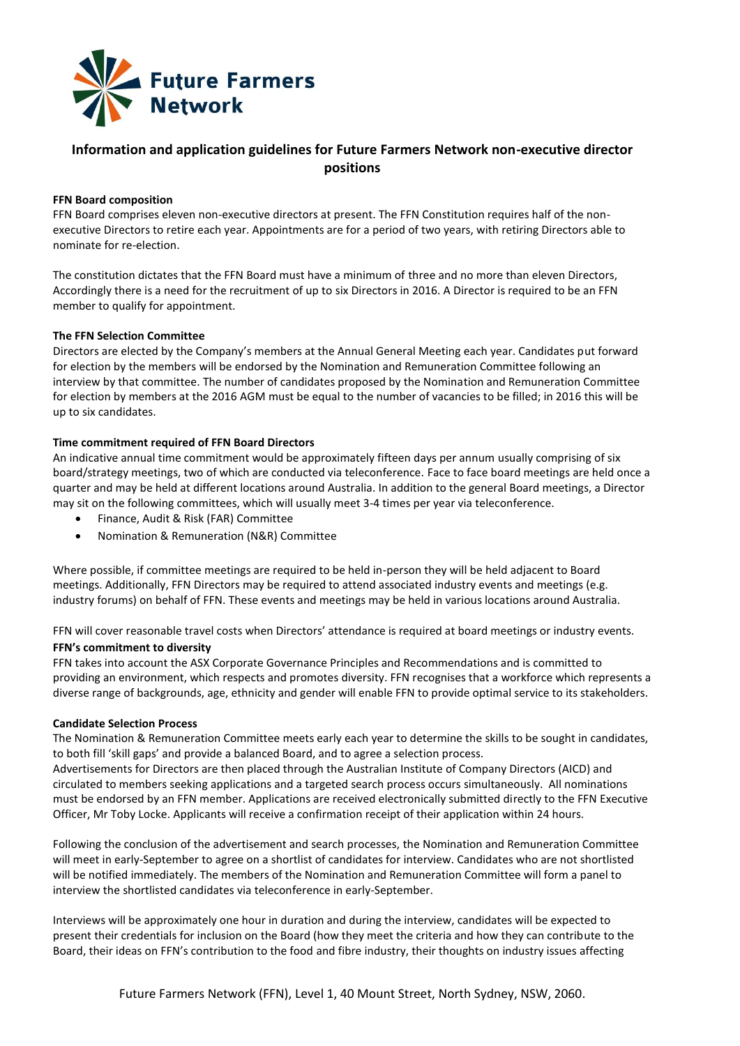Future Farmers Network

# Information and application guidelines for Future Farmers Network non-executive director positions

**FFN Board composition**

FFN Board comprises eleven non-executive directors at present. The FFN Constitution requires half of the non-executive Directors to retire each year. Appointments are for a period of two years, with retiring Directors able to nominate for re-election.

The constitution dictates that the FFN Board must have a minimum of three and no more than eleven Directors, Accordingly there is a need for the recruitment of up to six Directors in 2016. A Director is required to be an FFN member to qualify for appointment.

**The FFN Selection Committee**

Directors are elected by the Company's members at the Annual General Meeting each year. Candidates put forward for election by the members will be endorsed by the Nomination and Remuneration Committee following an interview by that committee. The number of candidates proposed by the Nomination and Remuneration Committee for election by members at the 2016 AGM must be equal to the number of vacancies to be filled; in 2016 this will be up to six candidates.

**Time commitment required of FFN Board Directors**

An indicative annual time commitment would be approximately fifteen days per annum usually comprising of six board/strategy meetings, two of which are conducted via teleconference. Face to face board meetings are held once a quarter and may be held at different locations around Australia. In addition to the general Board meetings, a Director may sit on the following committees, which will usually meet 3-4 times per year via teleconference.

- Finance, Audit & Risk (FAR) Committee
- Nomination & Remuneration (N&R) Committee

Where possible, if committee meetings are required to be held in-person they will be held adjacent to Board meetings. Additionally, FFN Directors may be required to attend associated industry events and meetings (e.g. industry forums) on behalf of FFN. These events and meetings may be held in various locations around Australia.

FFN will cover reasonable travel costs when Directors' attendance is required at board meetings or industry events.

**FFN's commitment to diversity**

FFN takes into account the ASX Corporate Governance Principles and Recommendations and is committed to providing an environment, which respects and promotes diversity. FFN recognises that a workforce which represents a diverse range of backgrounds, age, ethnicity and gender will enable FFN to provide optimal service to its stakeholders.

**Candidate Selection Process**

The Nomination & Remuneration Committee meets early each year to determine the skills to be sought in candidates, to both fill 'skill gaps' and provide a balanced Board, and to agree a selection process.
Advertisements for Directors are then placed through the Australian Institute of Company Directors (AICD) and circulated to members seeking applications and a targeted search process occurs simultaneously. All nominations must be endorsed by an FFN member. Applications are received electronically submitted directly to the FFN Executive Officer, Mr Toby Locke. Applicants will receive a confirmation receipt of their application within 24 hours.

Following the conclusion of the advertisement and search processes, the Nomination and Remuneration Committee will meet in early-September to agree on a shortlist of candidates for interview. Candidates who are not shortlisted will be notified immediately. The members of the Nomination and Remuneration Committee will form a panel to interview the shortlisted candidates via teleconference in early-September.

Interviews will be approximately one hour in duration and during the interview, candidates will be expected to present their credentials for inclusion on the Board (how they meet the criteria and how they can contribute to the Board, their ideas on FFN's contribution to the food and fibre industry, their thoughts on industry issues affecting

Future Farmers Network (FFN), Level 1, 40 Mount Street, North Sydney, NSW, 2060.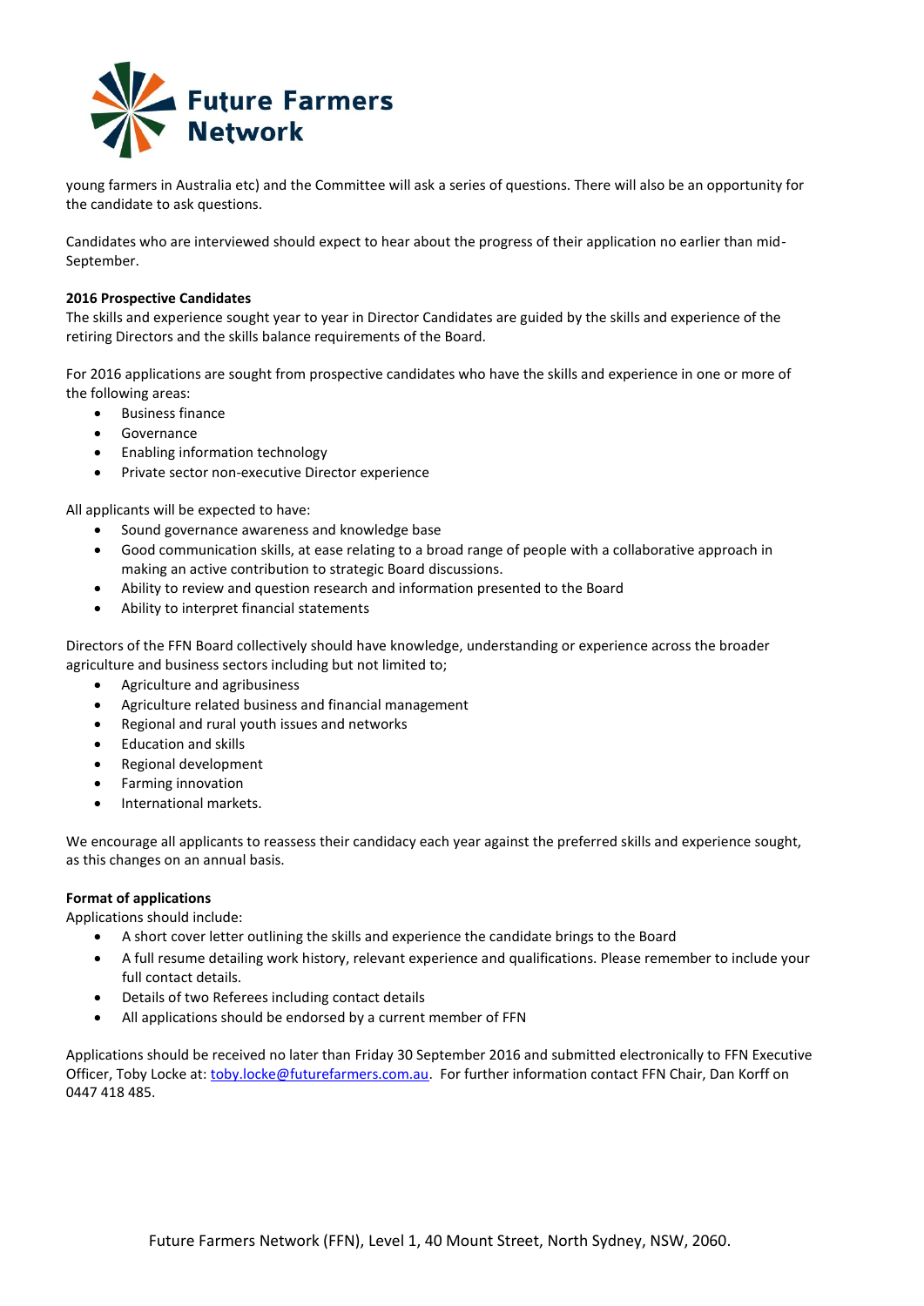young farmers in Australia etc) and the Committee will ask a series of questions. There will also be an opportunity for the candidate to ask questions.

Candidates who are interviewed should expect to hear about the progress of their application no earlier than mid-September.

**2016 Prospective Candidates**

The skills and experience sought year to year in Director Candidates are guided by the skills and experience of the retiring Directors and the skills balance requirements of the Board.

For 2016 applications are sought from prospective candidates who have the skills and experience in one or more of the following areas:

- Business finance
- Governance
- Enabling information technology
- Private sector non-executive Director experience

All applicants will be expected to have:

- Sound governance awareness and knowledge base
- Good communication skills, at ease relating to a broad range of people with a collaborative approach in making an active contribution to strategic Board discussions.
- Ability to review and question research and information presented to the Board
- Ability to interpret financial statements

Directors of the FFN Board collectively should have knowledge, understanding or experience across the broader agriculture and business sectors including but not limited to;

- Agriculture and agribusiness
- Agriculture related business and financial management
- Regional and rural youth issues and networks
- Education and skills
- Regional development
- Farming innovation
- International markets.

We encourage all applicants to reassess their candidacy each year against the preferred skills and experience sought, as this changes on an annual basis.

**Format of applications**

Applications should include:

- A short cover letter outlining the skills and experience the candidate brings to the Board
- A full resume detailing work history, relevant experience and qualifications. Please remember to include your full contact details.
- Details of two Referees including contact details
- All applications should be endorsed by a current member of FFN

Applications should be received no later than Friday 30 September 2016 and submitted electronically to FFN Executive Officer, Toby Locke at: toby.locke@futurefarmers.com.au. For further information contact FFN Chair, Dan Korff on 0447 418 485.

Future Farmers Network (FFN), Level 1, 40 Mount Street, North Sydney, NSW, 2060.